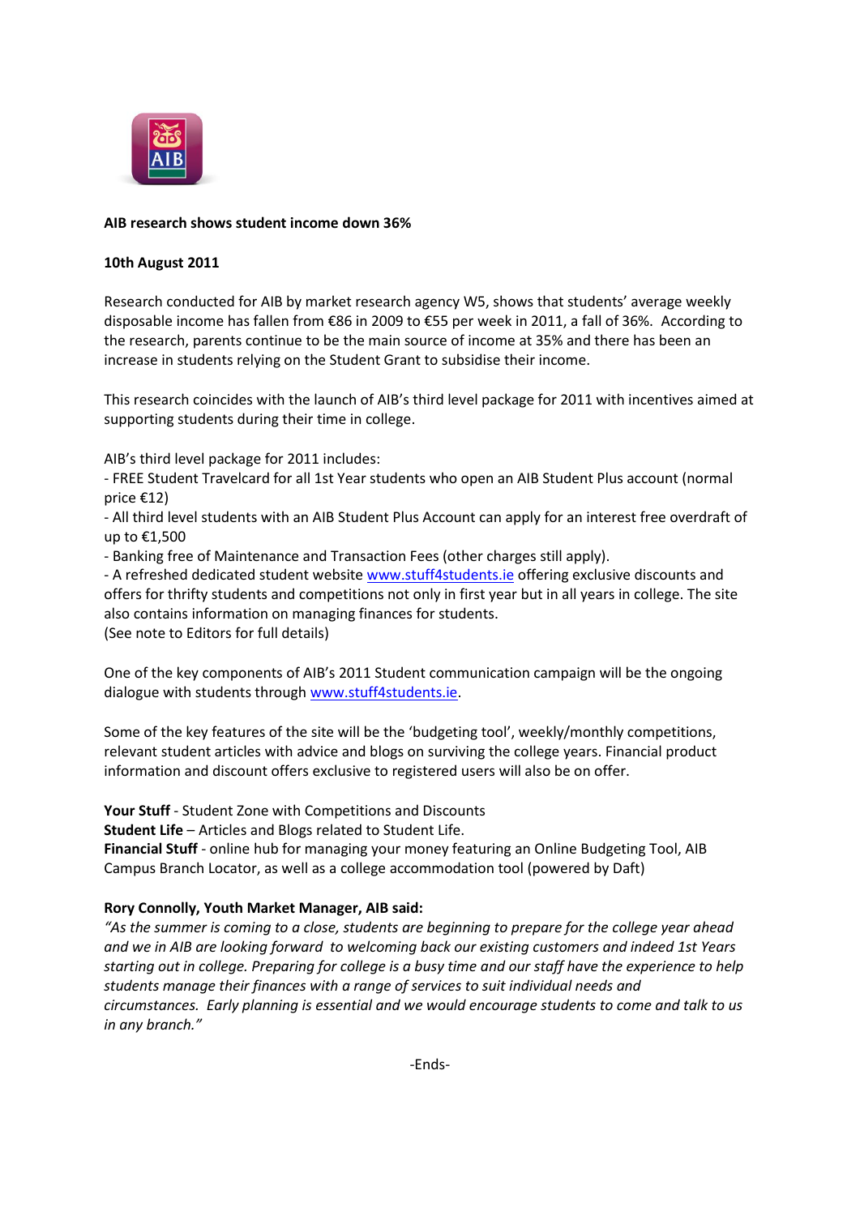**AIB research shows student income down 36%**

**10th August 2011**

Research conducted for AIB by market research agency W5, shows that students' average weekly disposable income has fallen from €86 in 2009 to €55 per week in 2011, a fall of 36%. According to the research, parents continue to be the main source of income at 35% and there has been an increase in students relying on the Student Grant to subsidise their income.

This research coincides with the launch of AIB's third level package for 2011 with incentives aimed at supporting students during their time in college.

AIB's third level package for 2011 includes:

- FREE Student Travelcard for all 1st Year students who open an AIB Student Plus account (normal price €12)
- All third level students with an AIB Student Plus Account can apply for an interest free overdraft of up to €1,500
- Banking free of Maintenance and Transaction Fees (other charges still apply).
- A refreshed dedicated student website www.stuff4students.ie offering exclusive discounts and offers for thrifty students and competitions not only in first year but in all years in college. The site also contains information on managing finances for students.

(See note to Editors for full details)

One of the key components of AIB's 2011 Student communication campaign will be the ongoing dialogue with students through www.stuff4students.ie.

Some of the key features of the site will be the 'budgeting tool', weekly/monthly competitions, relevant student articles with advice and blogs on surviving the college years. Financial product information and discount offers exclusive to registered users will also be on offer.

**Your Stuff** - Student Zone with Competitions and Discounts
**Student Life** – Articles and Blogs related to Student Life.
**Financial Stuff** - online hub for managing your money featuring an Online Budgeting Tool, AIB Campus Branch Locator, as well as a college accommodation tool (powered by Daft)

**Rory Connolly, Youth Market Manager, AIB said:**

*"As the summer is coming to a close, students are beginning to prepare for the college year ahead and we in AIB are looking forward to welcoming back our existing customers and indeed 1st Years starting out in college. Preparing for college is a busy time and our staff have the experience to help students manage their finances with a range of services to suit individual needs and circumstances. Early planning is essential and we would encourage students to come and talk to us in any branch."*

-Ends-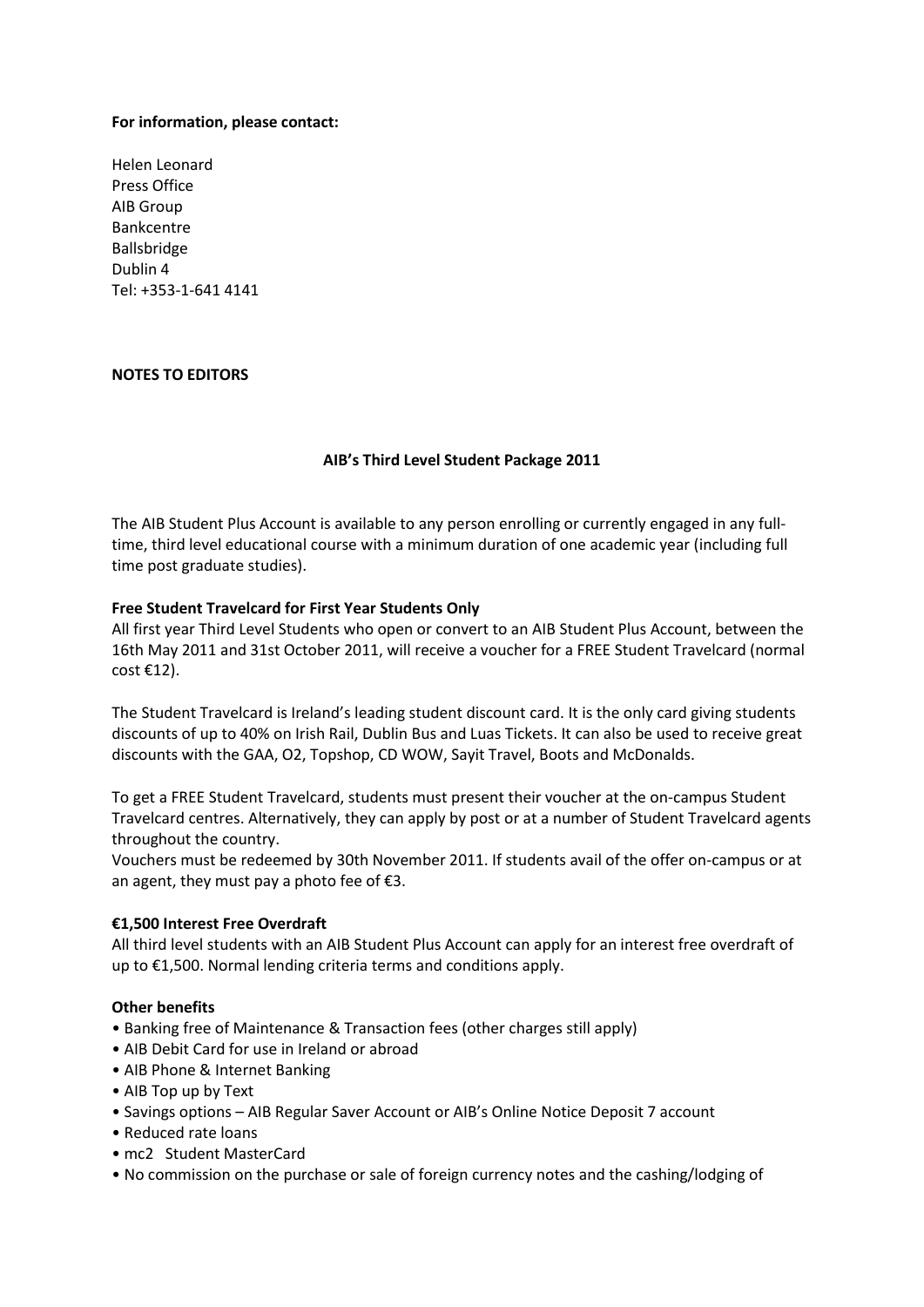**For information, please contact:**

Helen Leonard
Press Office
AIB Group
Bankcentre
Ballsbridge
Dublin 4
Tel: +353-1-641 4141

**NOTES TO EDITORS**

**AIB's Third Level Student Package 2011**

The AIB Student Plus Account is available to any person enrolling or currently engaged in any full-time, third level educational course with a minimum duration of one academic year (including full time post graduate studies).

**Free Student Travelcard for First Year Students Only**

All first year Third Level Students who open or convert to an AIB Student Plus Account, between the 16th May 2011 and 31st October 2011, will receive a voucher for a FREE Student Travelcard (normal cost €12).

The Student Travelcard is Ireland's leading student discount card. It is the only card giving students discounts of up to 40% on Irish Rail, Dublin Bus and Luas Tickets. It can also be used to receive great discounts with the GAA, O2, Topshop, CD WOW, Sayit Travel, Boots and McDonalds.

To get a FREE Student Travelcard, students must present their voucher at the on-campus Student Travelcard centres. Alternatively, they can apply by post or at a number of Student Travelcard agents throughout the country.
Vouchers must be redeemed by 30th November 2011. If students avail of the offer on-campus or at an agent, they must pay a photo fee of €3.

**€1,500 Interest Free Overdraft**

All third level students with an AIB Student Plus Account can apply for an interest free overdraft of up to €1,500. Normal lending criteria terms and conditions apply.

**Other benefits**

- Banking free of Maintenance & Transaction fees (other charges still apply)
- AIB Debit Card for use in Ireland or abroad
- AIB Phone & Internet Banking
- AIB Top up by Text
- Savings options – AIB Regular Saver Account or AIB's Online Notice Deposit 7 account
- Reduced rate loans
- mc2 Student MasterCard
- No commission on the purchase or sale of foreign currency notes and the cashing/lodging of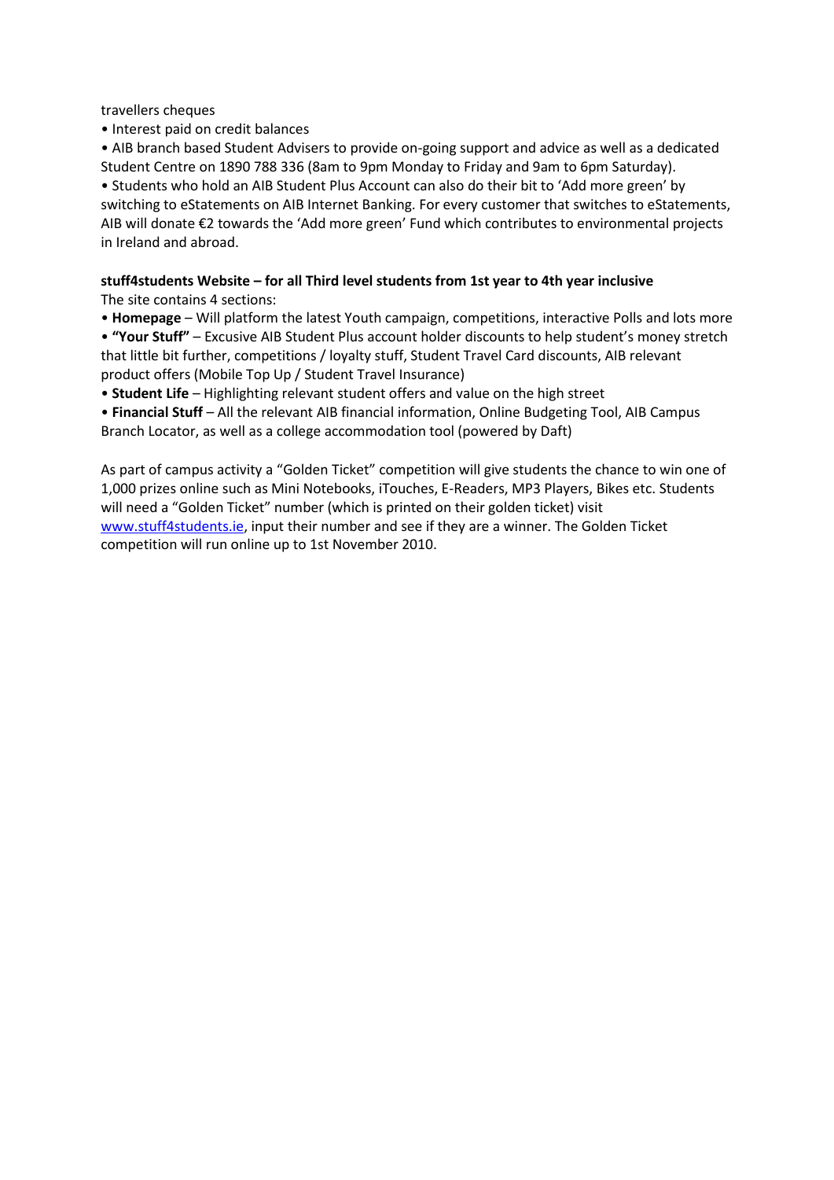travellers cheques

- Interest paid on credit balances
- AIB branch based Student Advisers to provide on-going support and advice as well as a dedicated Student Centre on 1890 788 336 (8am to 9pm Monday to Friday and 9am to 6pm Saturday).
- Students who hold an AIB Student Plus Account can also do their bit to 'Add more green' by switching to eStatements on AIB Internet Banking. For every customer that switches to eStatements, AIB will donate €2 towards the 'Add more green' Fund which contributes to environmental projects in Ireland and abroad.

**stuff4students Website – for all Third level students from 1st year to 4th year inclusive**

The site contains 4 sections:

- **Homepage** – Will platform the latest Youth campaign, competitions, interactive Polls and lots more
- **"Your Stuff"** – Excusive AIB Student Plus account holder discounts to help student's money stretch that little bit further, competitions / loyalty stuff, Student Travel Card discounts, AIB relevant product offers (Mobile Top Up / Student Travel Insurance)
- **Student Life** – Highlighting relevant student offers and value on the high street
- **Financial Stuff** – All the relevant AIB financial information, Online Budgeting Tool, AIB Campus Branch Locator, as well as a college accommodation tool (powered by Daft)

As part of campus activity a "Golden Ticket" competition will give students the chance to win one of 1,000 prizes online such as Mini Notebooks, iTouches, E-Readers, MP3 Players, Bikes etc. Students will need a "Golden Ticket" number (which is printed on their golden ticket) visit www.stuff4students.ie, input their number and see if they are a winner. The Golden Ticket competition will run online up to 1st November 2010.